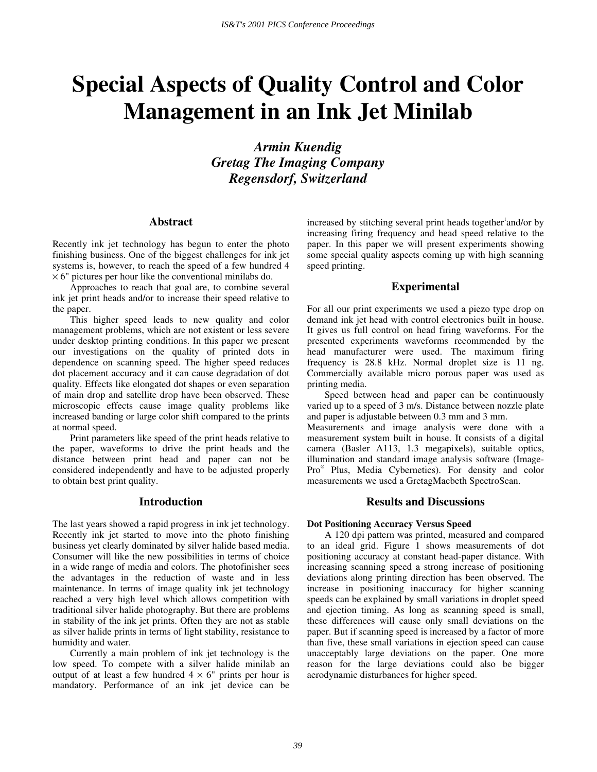# Special Aspects of Quality Control and Color Management in an Ink Jet Minilab

***Armin Kuendig***
***Gretag The Imaging Company***
***Regensdorf, Switzerland***

## Abstract

Recently ink jet technology has begun to enter the photo finishing business. One of the biggest challenges for ink jet systems is, however, to reach the speed of a few hundred 4 × 6" pictures per hour like the conventional minilabs do.

Approaches to reach that goal are, to combine several ink jet print heads and/or to increase their speed relative to the paper.

This higher speed leads to new quality and color management problems, which are not existent or less severe under desktop printing conditions. In this paper we present our investigations on the quality of printed dots in dependence on scanning speed. The higher speed reduces dot placement accuracy and it can cause degradation of dot quality. Effects like elongated dot shapes or even separation of main drop and satellite drop have been observed. These microscopic effects cause image quality problems like increased banding or large color shift compared to the prints at normal speed.

Print parameters like speed of the print heads relative to the paper, waveforms to drive the print heads and the distance between print head and paper can not be considered independently and have to be adjusted properly to obtain best print quality.

## Introduction

The last years showed a rapid progress in ink jet technology. Recently ink jet started to move into the photo finishing business yet clearly dominated by silver halide based media. Consumer will like the new possibilities in terms of choice in a wide range of media and colors. The photofinisher sees the advantages in the reduction of waste and in less maintenance. In terms of image quality ink jet technology reached a very high level which allows competition with traditional silver halide photography. But there are problems in stability of the ink jet prints. Often they are not as stable as silver halide prints in terms of light stability, resistance to humidity and water.

Currently a main problem of ink jet technology is the low speed. To compete with a silver halide minilab an output of at least a few hundred 4 × 6" prints per hour is mandatory. Performance of an ink jet device can be increased by stitching several print heads together[i] and/or by increasing firing frequency and head speed relative to the paper. In this paper we will present experiments showing some special quality aspects coming up with high scanning speed printing.

## Experimental

For all our print experiments we used a piezo type drop on demand ink jet head with control electronics built in house. It gives us full control on head firing waveforms. For the presented experiments waveforms recommended by the head manufacturer were used. The maximum firing frequency is 28.8 kHz. Normal droplet size is 11 ng. Commercially available micro porous paper was used as printing media.

Speed between head and paper can be continuously varied up to a speed of 3 m/s. Distance between nozzle plate and paper is adjustable between 0.3 mm and 3 mm.

Measurements and image analysis were done with a measurement system built in house. It consists of a digital camera (Basler A113, 1.3 megapixels), suitable optics, illumination and standard image analysis software (Image-Pro® Plus, Media Cybernetics). For density and color measurements we used a GretagMacbeth SpectroScan.

## Results and Discussions

**Dot Positioning Accuracy Versus Speed**

A 120 dpi pattern was printed, measured and compared to an ideal grid. Figure 1 shows measurements of dot positioning accuracy at constant head-paper distance. With increasing scanning speed a strong increase of positioning deviations along printing direction has been observed. The increase in positioning inaccuracy for higher scanning speeds can be explained by small variations in droplet speed and ejection timing. As long as scanning speed is small, these differences will cause only small deviations on the paper. But if scanning speed is increased by a factor of more than five, these small variations in ejection speed can cause unacceptably large deviations on the paper. One more reason for the large deviations could also be bigger aerodynamic disturbances for higher speed.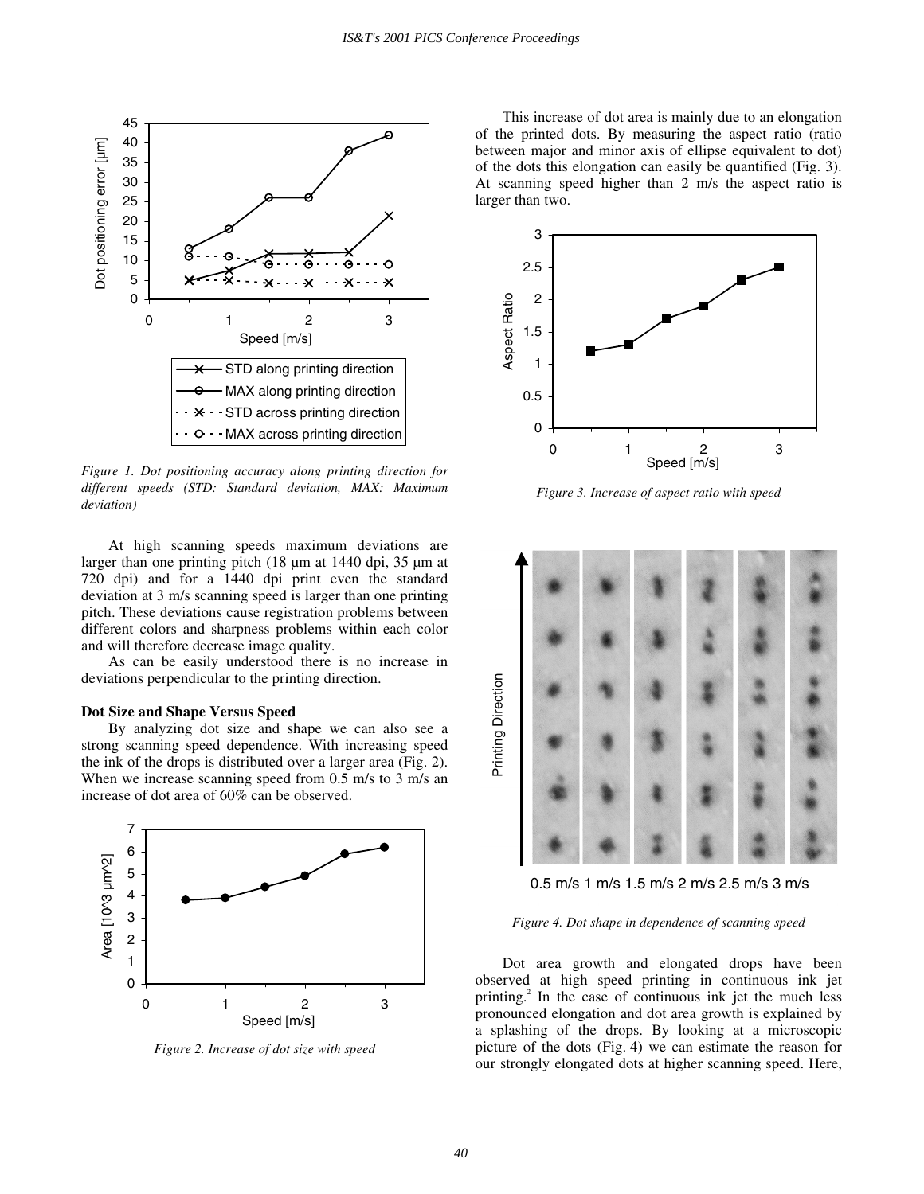45
40
35
30
25
20
15
10
5
0

Dot positioning error [µm]

0 1 2 3

Speed [m/s]

STD along printing direction
MAX along printing direction
STD across printing direction
MAX across printing direction

*Figure 1. Dot positioning accuracy along printing direction for different speeds (STD: Standard deviation, MAX: Maximum deviation)*

At high scanning speeds maximum deviations are larger than one printing pitch (18 µm at 1440 dpi, 35 µm at 720 dpi) and for a 1440 dpi print even the standard deviation at 3 m/s scanning speed is larger than one printing pitch. These deviations cause registration problems between different colors and sharpness problems within each color and will therefore decrease image quality.

As can be easily understood there is no increase in deviations perpendicular to the printing direction.

**Dot Size and Shape Versus Speed**

By analyzing dot size and shape we can also see a strong scanning speed dependence. With increasing speed the ink of the drops is distributed over a larger area (Fig. 2). When we increase scanning speed from 0.5 m/s to 3 m/s an increase of dot area of 60% can be observed.

7
6
5
4
3
2
1
0

Area [10^3 µm^2]

0 1 2 3

Speed [m/s]

*Figure 2. Increase of dot size with speed*

This increase of dot area is mainly due to an elongation of the printed dots. By measuring the aspect ratio (ratio between major and minor axis of ellipse equivalent to dot) of the dots this elongation can easily be quantified (Fig. 3). At scanning speed higher than 2 m/s the aspect ratio is larger than two.

3
2.5
2
1.5
1
0.5
0

Aspect Ratio

0 1 2 3

Speed [m/s]

*Figure 3. Increase of aspect ratio with speed*

Printing Direction

0.5 m/s 1 m/s 1.5 m/s 2 m/s 2.5 m/s 3 m/s

*Figure 4. Dot shape in dependence of scanning speed*

Dot area growth and elongated drops have been observed at high speed printing in continuous ink jet printing.[2] In the case of continuous ink jet the much less pronounced elongation and dot area growth is explained by a splashing of the drops. By looking at a microscopic picture of the dots (Fig. 4) we can estimate the reason for our strongly elongated dots at higher scanning speed. Here,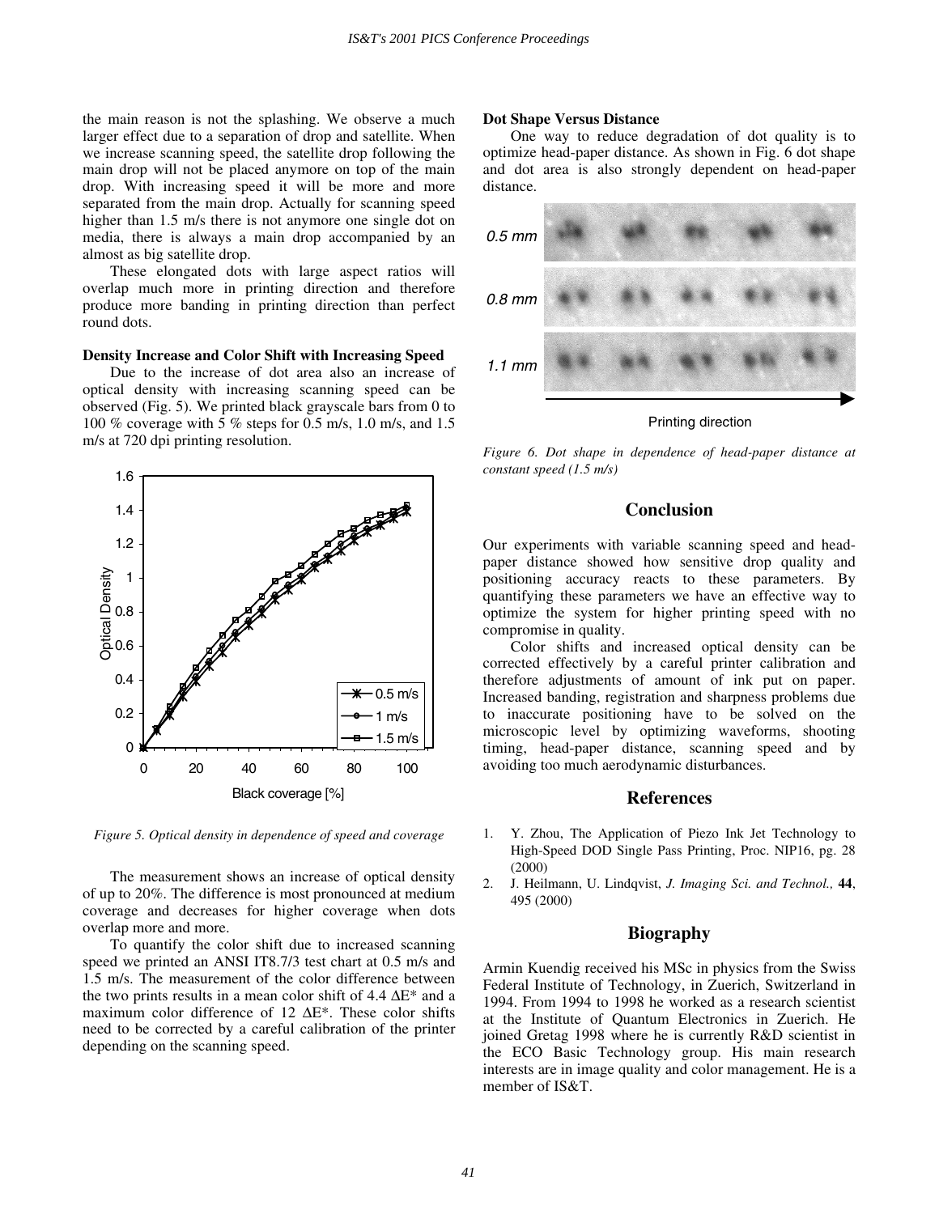the main reason is not the splashing. We observe a much larger effect due to a separation of drop and satellite. When we increase scanning speed, the satellite drop following the main drop will not be placed anymore on top of the main drop. With increasing speed it will be more and more separated from the main drop. Actually for scanning speed higher than 1.5 m/s there is not anymore one single dot on media, there is always a main drop accompanied by an almost as big satellite drop.

These elongated dots with large aspect ratios will overlap much more in printing direction and therefore produce more banding in printing direction than perfect round dots.

**Density Increase and Color Shift with Increasing Speed**

Due to the increase of dot area also an increase of optical density with increasing scanning speed can be observed (Fig. 5). We printed black grayscale bars from 0 to 100 % coverage with 5 % steps for 0.5 m/s, 1.0 m/s, and 1.5 m/s at 720 dpi printing resolution.

Optical Density
1.6
1.4
1.2
1
0.8
0.6
0.4
0.2
0
0 20 40 60 80 100
Black coverage [%]
0.5 m/s
1 m/s
1.5 m/s

*Figure 5. Optical density in dependence of speed and coverage*

The measurement shows an increase of optical density of up to 20%. The difference is most pronounced at medium coverage and decreases for higher coverage when dots overlap more and more.

To quantify the color shift due to increased scanning speed we printed an ANSI IT8.7/3 test chart at 0.5 m/s and 1.5 m/s. The measurement of the color difference between the two prints results in a mean color shift of 4.4 $\Delta E^*$ and a maximum color difference of 12 $\Delta E^*$. These color shifts need to be corrected by a careful calibration of the printer depending on the scanning speed.

**Dot Shape Versus Distance**

One way to reduce degradation of dot quality is to optimize head-paper distance. As shown in Fig. 6 dot shape and dot area is also strongly dependent on head-paper distance.

0.5 mm
0.8 mm
1.1 mm
Printing direction

*Figure 6. Dot shape in dependence of head-paper distance at constant speed (1.5 m/s)*

## Conclusion

Our experiments with variable scanning speed and head-paper distance showed how sensitive drop quality and positioning accuracy reacts to these parameters. By quantifying these parameters we have an effective way to optimize the system for higher printing speed with no compromise in quality.

Color shifts and increased optical density can be corrected effectively by a careful printer calibration and therefore adjustments of amount of ink put on paper. Increased banding, registration and sharpness problems due to inaccurate positioning have to be solved on the microscopic level by optimizing waveforms, shooting timing, head-paper distance, scanning speed and by avoiding too much aerodynamic disturbances.

## References

1. Y. Zhou, The Application of Piezo Ink Jet Technology to High-Speed DOD Single Pass Printing, Proc. NIP16, pg. 28 (2000)
2. J. Heilmann, U. Lindqvist, *J. Imaging Sci. and Technol.,* **44**, 495 (2000)

## Biography

Armin Kuendig received his MSc in physics from the Swiss Federal Institute of Technology, in Zuerich, Switzerland in 1994. From 1994 to 1998 he worked as a research scientist at the Institute of Quantum Electronics in Zuerich. He joined Gretag 1998 where he is currently R&D scientist in the ECO Basic Technology group. His main research interests are in image quality and color management. He is a member of IS&T.